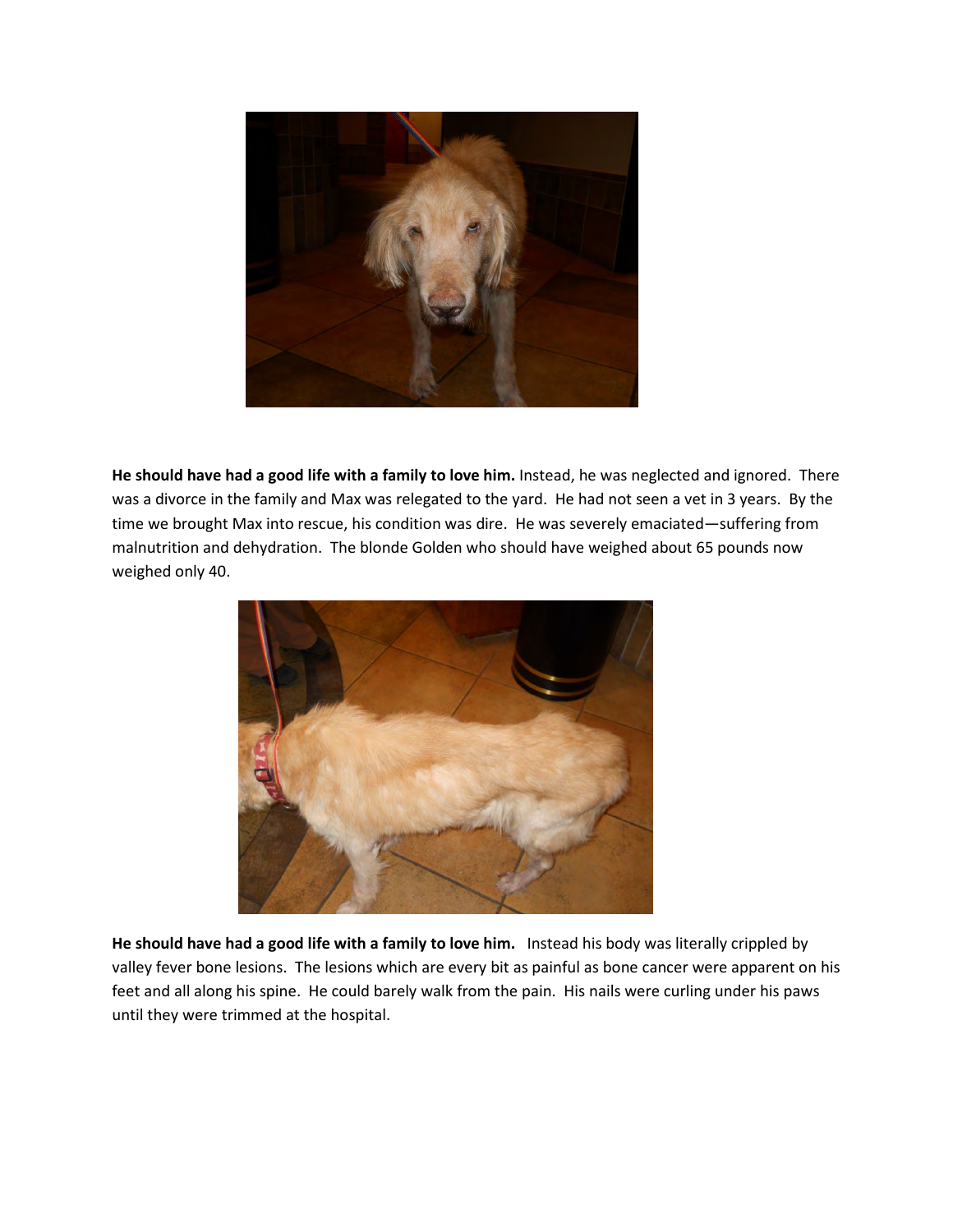**He should have had a good life with a family to love him.** Instead, he was neglected and ignored. There was a divorce in the family and Max was relegated to the yard. He had not seen a vet in 3 years. By the time we brought Max into rescue, his condition was dire. He was severely emaciated—suffering from malnutrition and dehydration. The blonde Golden who should have weighed about 65 pounds now weighed only 40.

**He should have had a good life with a family to love him.** Instead his body was literally crippled by valley fever bone lesions. The lesions which are every bit as painful as bone cancer were apparent on his feet and all along his spine. He could barely walk from the pain. His nails were curling under his paws until they were trimmed at the hospital.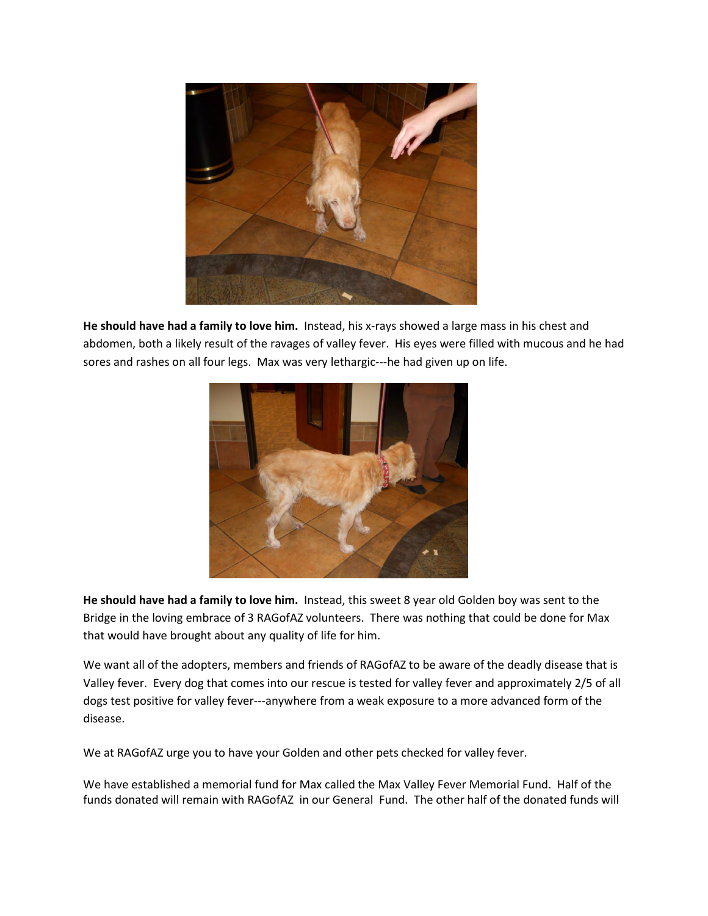**He should have had a family to love him.** Instead, his x-rays showed a large mass in his chest and abdomen, both a likely result of the ravages of valley fever. His eyes were filled with mucous and he had sores and rashes on all four legs. Max was very lethargic---he had given up on life.

**He should have had a family to love him.** Instead, this sweet 8 year old Golden boy was sent to the Bridge in the loving embrace of 3 RAGofAZ volunteers. There was nothing that could be done for Max that would have brought about any quality of life for him.

We want all of the adopters, members and friends of RAGofAZ to be aware of the deadly disease that is Valley fever. Every dog that comes into our rescue is tested for valley fever and approximately 2/5 of all dogs test positive for valley fever---anywhere from a weak exposure to a more advanced form of the disease.

We at RAGofAZ urge you to have your Golden and other pets checked for valley fever.

We have established a memorial fund for Max called the Max Valley Fever Memorial Fund. Half of the funds donated will remain with RAGofAZ in our General Fund. The other half of the donated funds will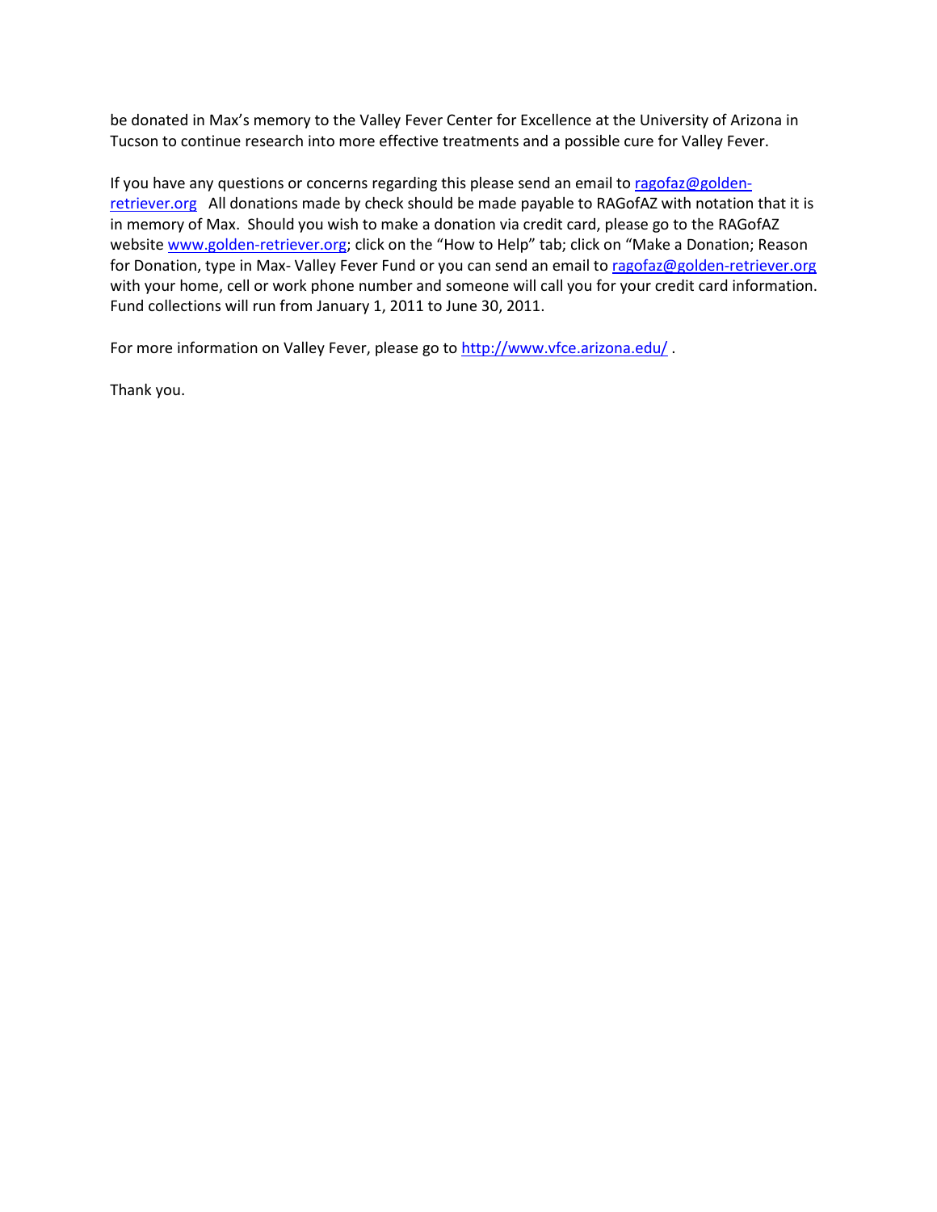be donated in Max's memory to the Valley Fever Center for Excellence at the University of Arizona in Tucson to continue research into more effective treatments and a possible cure for Valley Fever.

If you have any questions or concerns regarding this please send an email to ragofaz@golden-retriever.org All donations made by check should be made payable to RAGofAZ with notation that it is in memory of Max. Should you wish to make a donation via credit card, please go to the RAGofAZ website www.golden-retriever.org; click on the "How to Help" tab; click on "Make a Donation; Reason for Donation, type in Max- Valley Fever Fund or you can send an email to ragofaz@golden-retriever.org with your home, cell or work phone number and someone will call you for your credit card information. Fund collections will run from January 1, 2011 to June 30, 2011.

For more information on Valley Fever, please go to http://www.vfce.arizona.edu/ .

Thank you.